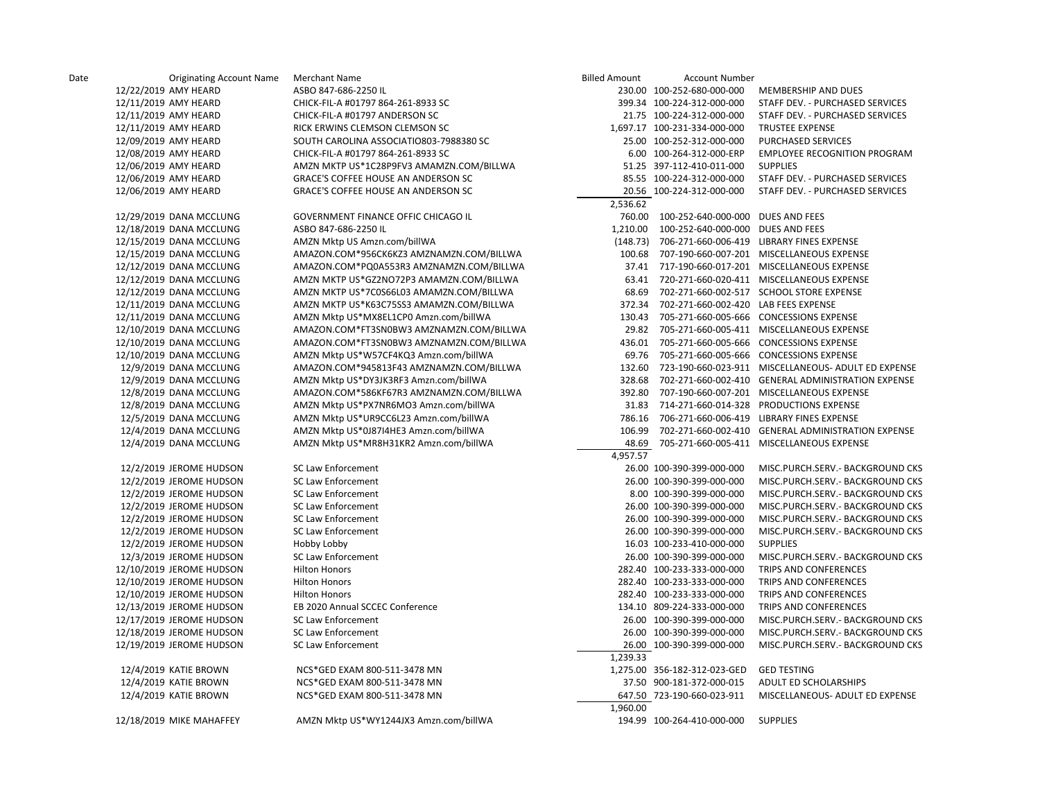| Date | Originating Account Name | Merchant Name | Billed Amount | Account Number | |
|---|---|---|---|---|---|
| 12/22/2019 | AMY HEARD | ASBO 847-686-2250 IL | 230.00 | 100-252-680-000-000 | MEMBERSHIP AND DUES |
| 12/11/2019 | AMY HEARD | CHICK-FIL-A #01797 864-261-8933 SC | 399.34 | 100-224-312-000-000 | STAFF DEV. - PURCHASED SERVICES |
| 12/11/2019 | AMY HEARD | CHICK-FIL-A #01797 ANDERSON SC | 21.75 | 100-224-312-000-000 | STAFF DEV. - PURCHASED SERVICES |
| 12/11/2019 | AMY HEARD | RICK ERWINS CLEMSON CLEMSON SC | 1,697.17 | 100-231-334-000-000 | TRUSTEE EXPENSE |
| 12/09/2019 | AMY HEARD | SOUTH CAROLINA ASSOCIATIO803-7988380 SC | 25.00 | 100-252-312-000-000 | PURCHASED SERVICES |
| 12/08/2019 | AMY HEARD | CHICK-FIL-A #01797 864-261-8933 SC | 6.00 | 100-264-312-000-ERP | EMPLOYEE RECOGNITION PROGRAM |
| 12/06/2019 | AMY HEARD | AMZN MKTP US*1C28P9FV3 AMAMZN.COM/BILLWA | 51.25 | 397-112-410-011-000 | SUPPLIES |
| 12/06/2019 | AMY HEARD | GRACE'S COFFEE HOUSE AN ANDERSON SC | 85.55 | 100-224-312-000-000 | STAFF DEV. - PURCHASED SERVICES |
| 12/06/2019 | AMY HEARD | GRACE'S COFFEE HOUSE AN ANDERSON SC | 20.56 | 100-224-312-000-000 | STAFF DEV. - PURCHASED SERVICES |
| | | | 2,536.62 | | |
| 12/29/2019 | DANA MCCLUNG | GOVERNMENT FINANCE OFFIC CHICAGO IL | 760.00 | 100-252-640-000-000 | DUES AND FEES |
| 12/18/2019 | DANA MCCLUNG | ASBO 847-686-2250 IL | 1,210.00 | 100-252-640-000-000 | DUES AND FEES |
| 12/15/2019 | DANA MCCLUNG | AMZN Mktp US Amzn.com/billWA | (148.73) | 706-271-660-006-419 | LIBRARY FINES EXPENSE |
| 12/15/2019 | DANA MCCLUNG | AMAZON.COM*956CK6KZ3 AMZNAMZN.COM/BILLWA | 100.68 | 707-190-660-007-201 | MISCELLANEOUS EXPENSE |
| 12/12/2019 | DANA MCCLUNG | AMAZON.COM*PQ0A553R3 AMZNAMZN.COM/BILLWA | 37.41 | 717-190-660-017-201 | MISCELLANEOUS EXPENSE |
| 12/12/2019 | DANA MCCLUNG | AMZN MKTP US*GZ2NO72P3 AMAMZN.COM/BILLWA | 63.41 | 720-271-660-020-411 | MISCELLANEOUS EXPENSE |
| 12/12/2019 | DANA MCCLUNG | AMZN MKTP US*7C0S66L03 AMAMZN.COM/BILLWA | 68.69 | 702-271-660-002-517 | SCHOOL STORE EXPENSE |
| 12/11/2019 | DANA MCCLUNG | AMZN MKTP US*K63C75SS3 AMAMZN.COM/BILLWA | 372.34 | 702-271-660-002-420 | LAB FEES EXPENSE |
| 12/11/2019 | DANA MCCLUNG | AMZN Mktp US*MX8EL1CP0 Amzn.com/billWA | 130.43 | 705-271-660-005-666 | CONCESSIONS EXPENSE |
| 12/10/2019 | DANA MCCLUNG | AMAZON.COM*FT3SN0BW3 AMZNAMZN.COM/BILLWA | 29.82 | 705-271-660-005-411 | MISCELLANEOUS EXPENSE |
| 12/10/2019 | DANA MCCLUNG | AMAZON.COM*FT3SN0BW3 AMZNAMZN.COM/BILLWA | 436.01 | 705-271-660-005-666 | CONCESSIONS EXPENSE |
| 12/10/2019 | DANA MCCLUNG | AMZN Mktp US*W57CF4KQ3 Amzn.com/billWA | 69.76 | 705-271-660-005-666 | CONCESSIONS EXPENSE |
| 12/9/2019 | DANA MCCLUNG | AMAZON.COM*945813F43 AMZNAMZN.COM/BILLWA | 132.60 | 723-190-660-023-911 | MISCELLANEOUS- ADULT ED EXPENSE |
| 12/9/2019 | DANA MCCLUNG | AMZN Mktp US*DY3JK3RF3 Amzn.com/billWA | 328.68 | 702-271-660-002-410 | GENERAL ADMINISTRATION EXPENSE |
| 12/8/2019 | DANA MCCLUNG | AMAZON.COM*586KF67R3 AMZNAMZN.COM/BILLWA | 392.80 | 707-190-660-007-201 | MISCELLANEOUS EXPENSE |
| 12/8/2019 | DANA MCCLUNG | AMZN Mktp US*PX7NR6MO3 Amzn.com/billWA | 31.83 | 714-271-660-014-328 | PRODUCTIONS EXPENSE |
| 12/5/2019 | DANA MCCLUNG | AMZN Mktp US*UR9CC6L23 Amzn.com/billWA | 786.16 | 706-271-660-006-419 | LIBRARY FINES EXPENSE |
| 12/4/2019 | DANA MCCLUNG | AMZN Mktp US*0J87I4HE3 Amzn.com/billWA | 106.99 | 702-271-660-002-410 | GENERAL ADMINISTRATION EXPENSE |
| 12/4/2019 | DANA MCCLUNG | AMZN Mktp US*MR8H31KR2 Amzn.com/billWA | 48.69 | 705-271-660-005-411 | MISCELLANEOUS EXPENSE |
| | | | 4,957.57 | | |
| 12/2/2019 | JEROME HUDSON | SC Law Enforcement | 26.00 | 100-390-399-000-000 | MISC.PURCH.SERV.- BACKGROUND CKS |
| 12/2/2019 | JEROME HUDSON | SC Law Enforcement | 26.00 | 100-390-399-000-000 | MISC.PURCH.SERV.- BACKGROUND CKS |
| 12/2/2019 | JEROME HUDSON | SC Law Enforcement | 8.00 | 100-390-399-000-000 | MISC.PURCH.SERV.- BACKGROUND CKS |
| 12/2/2019 | JEROME HUDSON | SC Law Enforcement | 26.00 | 100-390-399-000-000 | MISC.PURCH.SERV.- BACKGROUND CKS |
| 12/2/2019 | JEROME HUDSON | SC Law Enforcement | 26.00 | 100-390-399-000-000 | MISC.PURCH.SERV.- BACKGROUND CKS |
| 12/2/2019 | JEROME HUDSON | SC Law Enforcement | 26.00 | 100-390-399-000-000 | MISC.PURCH.SERV.- BACKGROUND CKS |
| 12/2/2019 | JEROME HUDSON | Hobby Lobby | 16.03 | 100-233-410-000-000 | SUPPLIES |
| 12/3/2019 | JEROME HUDSON | SC Law Enforcement | 26.00 | 100-390-399-000-000 | MISC.PURCH.SERV.- BACKGROUND CKS |
| 12/10/2019 | JEROME HUDSON | Hilton Honors | 282.40 | 100-233-333-000-000 | TRIPS AND CONFERENCES |
| 12/10/2019 | JEROME HUDSON | Hilton Honors | 282.40 | 100-233-333-000-000 | TRIPS AND CONFERENCES |
| 12/10/2019 | JEROME HUDSON | Hilton Honors | 282.40 | 100-233-333-000-000 | TRIPS AND CONFERENCES |
| 12/13/2019 | JEROME HUDSON | EB 2020 Annual SCCEC Conference | 134.10 | 809-224-333-000-000 | TRIPS AND CONFERENCES |
| 12/17/2019 | JEROME HUDSON | SC Law Enforcement | 26.00 | 100-390-399-000-000 | MISC.PURCH.SERV.- BACKGROUND CKS |
| 12/18/2019 | JEROME HUDSON | SC Law Enforcement | 26.00 | 100-390-399-000-000 | MISC.PURCH.SERV.- BACKGROUND CKS |
| 12/19/2019 | JEROME HUDSON | SC Law Enforcement | 26.00 | 100-390-399-000-000 | MISC.PURCH.SERV.- BACKGROUND CKS |
| | | | 1,239.33 | | |
| 12/4/2019 | KATIE BROWN | NCS*GED EXAM 800-511-3478 MN | 1,275.00 | 356-182-312-023-GED | GED TESTING |
| 12/4/2019 | KATIE BROWN | NCS*GED EXAM 800-511-3478 MN | 37.50 | 900-181-372-000-015 | ADULT ED SCHOLARSHIPS |
| 12/4/2019 | KATIE BROWN | NCS*GED EXAM 800-511-3478 MN | 647.50 | 723-190-660-023-911 | MISCELLANEOUS- ADULT ED EXPENSE |
| | | | 1,960.00 | | |
| 12/18/2019 | MIKE MAHAFFEY | AMZN Mktp US*WY1244JX3 Amzn.com/billWA | 194.99 | 100-264-410-000-000 | SUPPLIES |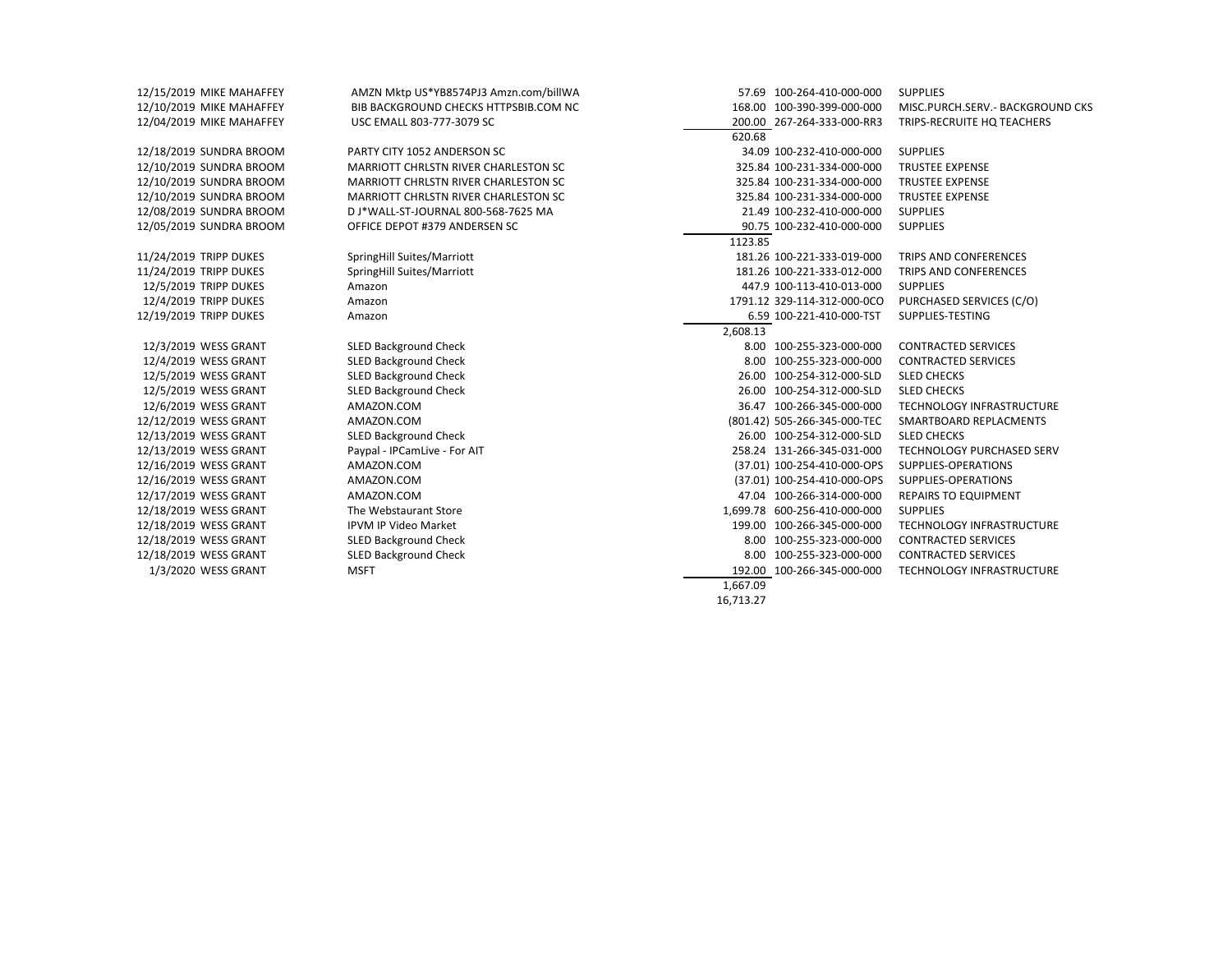| | | | | | |
|---|---|---|---|---|---|
| 12/15/2019 | MIKE MAHAFFEY | AMZN Mktp US*YB8574PJ3 Amzn.com/billWA | 57.69 | 100-264-410-000-000 | SUPPLIES |
| 12/10/2019 | MIKE MAHAFFEY | BIB BACKGROUND CHECKS HTTPSBIB.COM NC | 168.00 | 100-390-399-000-000 | MISC.PURCH.SERV.- BACKGROUND CKS |
| 12/04/2019 | MIKE MAHAFFEY | USC EMALL 803-777-3079 SC | 200.00 | 267-264-333-000-RR3 | TRIPS-RECRUITE HQ TEACHERS |
| | | | 620.68 | | |
| 12/18/2019 | SUNDRA BROOM | PARTY CITY 1052 ANDERSON SC | 34.09 | 100-232-410-000-000 | SUPPLIES |
| 12/10/2019 | SUNDRA BROOM | MARRIOTT CHRLSTN RIVER CHARLESTON SC | 325.84 | 100-231-334-000-000 | TRUSTEE EXPENSE |
| 12/10/2019 | SUNDRA BROOM | MARRIOTT CHRLSTN RIVER CHARLESTON SC | 325.84 | 100-231-334-000-000 | TRUSTEE EXPENSE |
| 12/10/2019 | SUNDRA BROOM | MARRIOTT CHRLSTN RIVER CHARLESTON SC | 325.84 | 100-231-334-000-000 | TRUSTEE EXPENSE |
| 12/08/2019 | SUNDRA BROOM | D J*WALL-ST-JOURNAL 800-568-7625 MA | 21.49 | 100-232-410-000-000 | SUPPLIES |
| 12/05/2019 | SUNDRA BROOM | OFFICE DEPOT #379 ANDERSEN SC | 90.75 | 100-232-410-000-000 | SUPPLIES |
| | | | 1123.85 | | |
| 11/24/2019 | TRIPP DUKES | SpringHill Suites/Marriott | 181.26 | 100-221-333-019-000 | TRIPS AND CONFERENCES |
| 11/24/2019 | TRIPP DUKES | SpringHill Suites/Marriott | 181.26 | 100-221-333-012-000 | TRIPS AND CONFERENCES |
| 12/5/2019 | TRIPP DUKES | Amazon | 447.9 | 100-113-410-013-000 | SUPPLIES |
| 12/4/2019 | TRIPP DUKES | Amazon | 1791.12 | 329-114-312-000-0CO | PURCHASED SERVICES (C/O) |
| 12/19/2019 | TRIPP DUKES | Amazon | 6.59 | 100-221-410-000-TST | SUPPLIES-TESTING |
| | | | 2,608.13 | | |
| 12/3/2019 | WESS GRANT | SLED Background Check | 8.00 | 100-255-323-000-000 | CONTRACTED SERVICES |
| 12/4/2019 | WESS GRANT | SLED Background Check | 8.00 | 100-255-323-000-000 | CONTRACTED SERVICES |
| 12/5/2019 | WESS GRANT | SLED Background Check | 26.00 | 100-254-312-000-SLD | SLED CHECKS |
| 12/5/2019 | WESS GRANT | SLED Background Check | 26.00 | 100-254-312-000-SLD | SLED CHECKS |
| 12/6/2019 | WESS GRANT | AMAZON.COM | 36.47 | 100-266-345-000-000 | TECHNOLOGY INFRASTRUCTURE |
| 12/12/2019 | WESS GRANT | AMAZON.COM | (801.42) | 505-266-345-000-TEC | SMARTBOARD REPLACMENTS |
| 12/13/2019 | WESS GRANT | SLED Background Check | 26.00 | 100-254-312-000-SLD | SLED CHECKS |
| 12/13/2019 | WESS GRANT | Paypal - IPCamLive - For AIT | 258.24 | 131-266-345-031-000 | TECHNOLOGY PURCHASED SERV |
| 12/16/2019 | WESS GRANT | AMAZON.COM | (37.01) | 100-254-410-000-OPS | SUPPLIES-OPERATIONS |
| 12/16/2019 | WESS GRANT | AMAZON.COM | (37.01) | 100-254-410-000-OPS | SUPPLIES-OPERATIONS |
| 12/17/2019 | WESS GRANT | AMAZON.COM | 47.04 | 100-266-314-000-000 | REPAIRS TO EQUIPMENT |
| 12/18/2019 | WESS GRANT | The Webstaurant Store | 1,699.78 | 600-256-410-000-000 | SUPPLIES |
| 12/18/2019 | WESS GRANT | IPVM IP Video Market | 199.00 | 100-266-345-000-000 | TECHNOLOGY INFRASTRUCTURE |
| 12/18/2019 | WESS GRANT | SLED Background Check | 8.00 | 100-255-323-000-000 | CONTRACTED SERVICES |
| 12/18/2019 | WESS GRANT | SLED Background Check | 8.00 | 100-255-323-000-000 | CONTRACTED SERVICES |
| 1/3/2020 | WESS GRANT | MSFT | 192.00 | 100-266-345-000-000 | TECHNOLOGY INFRASTRUCTURE |
| | | | 1,667.09 | | |
| | | | 16,713.27 | | |